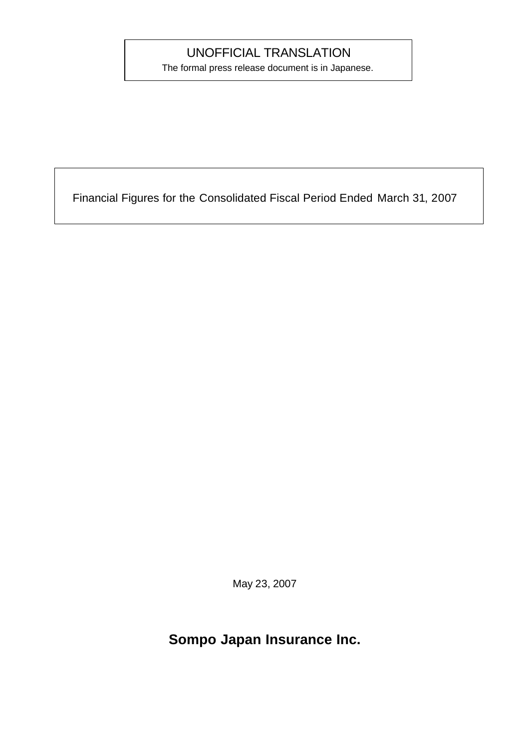UNOFFICIAL TRANSLATION

The formal press release document is in Japanese.

# Financial Figures for the Consolidated Fiscal Period Ended March 31, 2007

May 23, 2007

**Sompo Japan Insurance Inc.**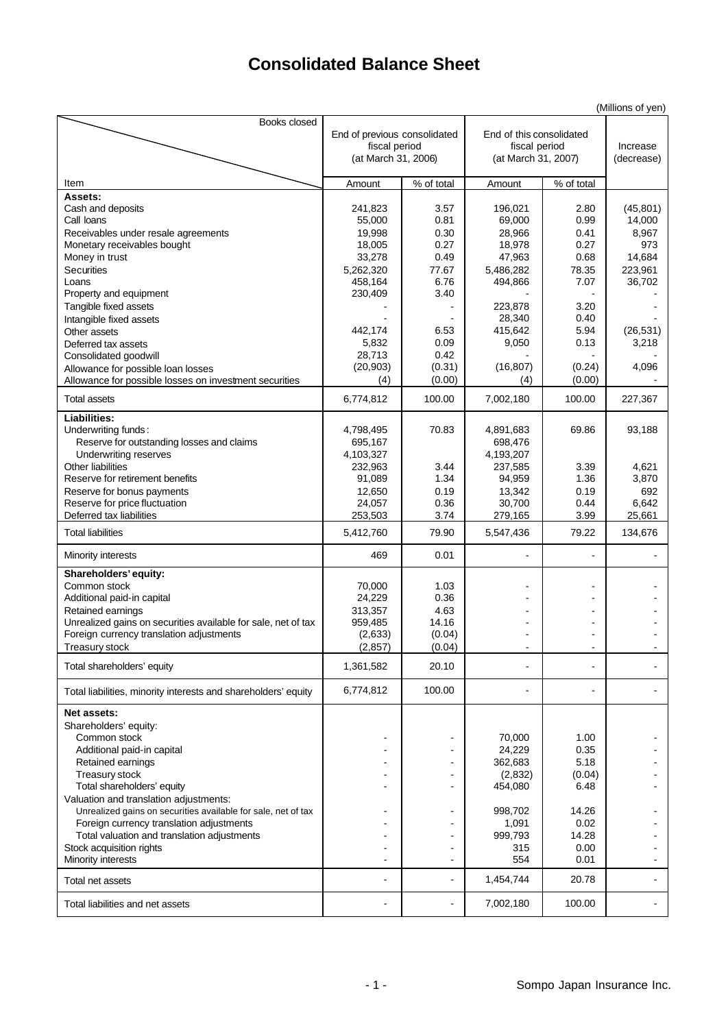# Consolidated Balance Sheet

(Millions of yen)

| Item | End of previous consolidated fiscal period (at March 31, 2006) Amount | % of total | End of this consolidated fiscal period (at March 31, 2007) Amount | % of total | Increase (decrease) |
|---|---|---|---|---|---|
| **Assets:** | | | | | |
| Cash and deposits | 241,823 | 3.57 | 196,021 | 2.80 | (45,801) |
| Call loans | 55,000 | 0.81 | 69,000 | 0.99 | 14,000 |
| Receivables under resale agreements | 19,998 | 0.30 | 28,966 | 0.41 | 8,967 |
| Monetary receivables bought | 18,005 | 0.27 | 18,978 | 0.27 | 973 |
| Money in trust | 33,278 | 0.49 | 47,963 | 0.68 | 14,684 |
| Securities | 5,262,320 | 77.67 | 5,486,282 | 78.35 | 223,961 |
| Loans | 458,164 | 6.76 | 494,866 | 7.07 | 36,702 |
| Property and equipment | 230,409 | 3.40 | - | - | - |
| Tangible fixed assets | - | - | 223,878 | 3.20 | - |
| Intangible fixed assets | - | - | 28,340 | 0.40 | - |
| Other assets | 442,174 | 6.53 | 415,642 | 5.94 | (26,531) |
| Deferred tax assets | 5,832 | 0.09 | 9,050 | 0.13 | 3,218 |
| Consolidated goodwill | 28,713 | 0.42 | - | - | - |
| Allowance for possible loan losses | (20,903) | (0.31) | (16,807) | (0.24) | 4,096 |
| Allowance for possible losses on investment securities | (4) | (0.00) | (4) | (0.00) | - |
| Total assets | 6,774,812 | 100.00 | 7,002,180 | 100.00 | 227,367 |
| **Liabilities:** | | | | | |
| Underwriting funds: | 4,798,495 | 70.83 | 4,891,683 | 69.86 | 93,188 |
| Reserve for outstanding losses and claims | 695,167 | | 698,476 | | |
| Underwriting reserves | 4,103,327 | | 4,193,207 | | |
| Other liabilities | 232,963 | 3.44 | 237,585 | 3.39 | 4,621 |
| Reserve for retirement benefits | 91,089 | 1.34 | 94,959 | 1.36 | 3,870 |
| Reserve for bonus payments | 12,650 | 0.19 | 13,342 | 0.19 | 692 |
| Reserve for price fluctuation | 24,057 | 0.36 | 30,700 | 0.44 | 6,642 |
| Deferred tax liabilities | 253,503 | 3.74 | 279,165 | 3.99 | 25,661 |
| Total liabilities | 5,412,760 | 79.90 | 5,547,436 | 79.22 | 134,676 |
| Minority interests | 469 | 0.01 | - | - | - |
| **Shareholders' equity:** | | | | | |
| Common stock | 70,000 | 1.03 | - | - | - |
| Additional paid-in capital | 24,229 | 0.36 | - | - | - |
| Retained earnings | 313,357 | 4.63 | - | - | - |
| Unrealized gains on securities available for sale, net of tax | 959,485 | 14.16 | - | - | - |
| Foreign currency translation adjustments | (2,633) | (0.04) | - | - | - |
| Treasury stock | (2,857) | (0.04) | - | - | - |
| Total shareholders' equity | 1,361,582 | 20.10 | - | - | - |
| Total liabilities, minority interests and shareholders' equity | 6,774,812 | 100.00 | - | - | - |
| **Net assets:** | | | | | |
| Shareholders' equity: | | | | | |
| Common stock | - | - | 70,000 | 1.00 | - |
| Additional paid-in capital | - | - | 24,229 | 0.35 | - |
| Retained earnings | - | - | 362,683 | 5.18 | - |
| Treasury stock | - | - | (2,832) | (0.04) | - |
| Total shareholders' equity | - | - | 454,080 | 6.48 | - |
| Valuation and translation adjustments: | | | | | |
| Unrealized gains on securities available for sale, net of tax | - | - | 998,702 | 14.26 | - |
| Foreign currency translation adjustments | - | - | 1,091 | 0.02 | - |
| Total valuation and translation adjustments | - | - | 999,793 | 14.28 | - |
| Stock acquisition rights | - | - | 315 | 0.00 | - |
| Minority interests | - | - | 554 | 0.01 | - |
| Total net assets | - | - | 1,454,744 | 20.78 | - |
| Total liabilities and net assets | - | - | 7,002,180 | 100.00 | - |

Sompo Japan Insurance Inc.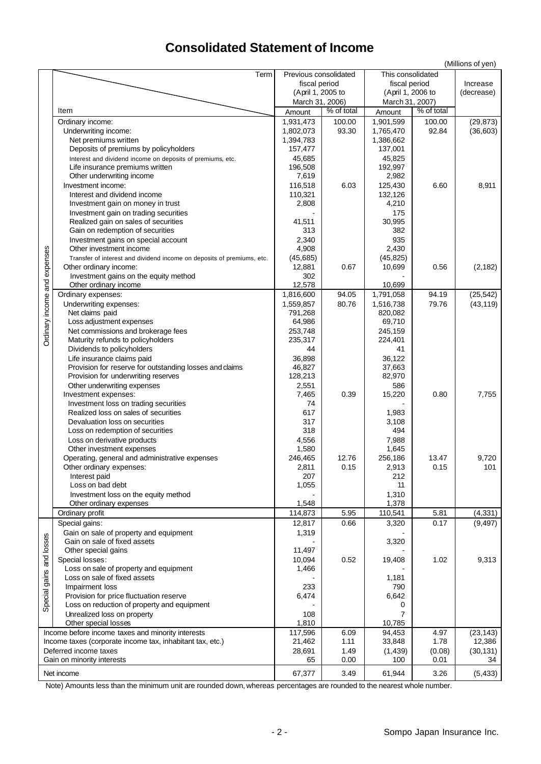# Consolidated Statement of Income

(Millions of yen)

| | Term / Item | Previous consolidated fiscal period (April 1, 2005 to March 31, 2006) | | This consolidated fiscal period (April 1, 2006 to March 31, 2007) | | Increase (decrease) |
|---|---|---|---|---|---|---|
| | | Amount | % of total | Amount | % of total | |
| Ordinary income and expenses | Ordinary income: | 1,931,473 | 100.00 | 1,901,599 | 100.00 | (29,873) |
| | Underwriting income: | 1,802,073 | 93.30 | 1,765,470 | 92.84 | (36,603) |
| | Net premiums written | 1,394,783 | | 1,386,662 | | |
| | Deposits of premiums by policyholders | 157,477 | | 137,001 | | |
| | Interest and dividend income on deposits of premiums, etc. | 45,685 | | 45,825 | | |
| | Life insurance premiums written | 196,508 | | 192,997 | | |
| | Other underwriting income | 7,619 | | 2,982 | | |
| | Investment income: | 116,518 | 6.03 | 125,430 | 6.60 | 8,911 |
| | Interest and dividend income | 110,321 | | 132,126 | | |
| | Investment gain on money in trust | 2,808 | | 4,210 | | |
| | Investment gain on trading securities | - | | 175 | | |
| | Realized gain on sales of securities | 41,511 | | 30,995 | | |
| | Gain on redemption of securities | 313 | | 382 | | |
| | Investment gains on special account | 2,340 | | 935 | | |
| | Other investment income | 4,908 | | 2,430 | | |
| | Transfer of interest and dividend income on deposits of premiums, etc. | (45,685) | | (45,825) | | |
| | Other ordinary income: | 12,881 | 0.67 | 10,699 | 0.56 | (2,182) |
| | Investment gains on the equity method | 302 | | - | | |
| | Other ordinary income | 12,578 | | 10,699 | | |
| | Ordinary expenses: | 1,816,600 | 94.05 | 1,791,058 | 94.19 | (25,542) |
| | Underwriting expenses: | 1,559,857 | 80.76 | 1,516,738 | 79.76 | (43,119) |
| | Net claims paid | 791,268 | | 820,082 | | |
| | Loss adjustment expenses | 64,986 | | 69,710 | | |
| | Net commissions and brokerage fees | 253,748 | | 245,159 | | |
| | Maturity refunds to policyholders | 235,317 | | 224,401 | | |
| | Dividends to policyholders | 44 | | 41 | | |
| | Life insurance claims paid | 36,898 | | 36,122 | | |
| | Provision for reserve for outstanding losses and claims | 46,827 | | 37,663 | | |
| | Provision for underwriting reserves | 128,213 | | 82,970 | | |
| | Other underwriting expenses | 2,551 | | 586 | | |
| | Investment expenses: | 7,465 | 0.39 | 15,220 | 0.80 | 7,755 |
| | Investment loss on trading securities | 74 | | - | | |
| | Realized loss on sales of securities | 617 | | 1,983 | | |
| | Devaluation loss on securities | 317 | | 3,108 | | |
| | Loss on redemption of securities | 318 | | 494 | | |
| | Loss on derivative products | 4,556 | | 7,988 | | |
| | Other investment expenses | 1,580 | | 1,645 | | |
| | Operating, general and administrative expenses | 246,465 | 12.76 | 256,186 | 13.47 | 9,720 |
| | Other ordinary expenses: | 2,811 | 0.15 | 2,913 | 0.15 | 101 |
| | Interest paid | 207 | | 212 | | |
| | Loss on bad debt | 1,055 | | 11 | | |
| | Investment loss on the equity method | - | | 1,310 | | |
| | Other ordinary expenses | 1,548 | | 1,378 | | |
| | Ordinary profit | 114,873 | 5.95 | 110,541 | 5.81 | (4,331) |
| Special gains and losses | Special gains: | 12,817 | 0.66 | 3,320 | 0.17 | (9,497) |
| | Gain on sale of property and equipment | 1,319 | | - | | |
| | Gain on sale of fixed assets | - | | 3,320 | | |
| | Other special gains | 11,497 | | - | | |
| | Special losses: | 10,094 | 0.52 | 19,408 | 1.02 | 9,313 |
| | Loss on sale of property and equipment | 1,466 | | - | | |
| | Loss on sale of fixed assets | - | | 1,181 | | |
| | Impairment loss | 233 | | 790 | | |
| | Provision for price fluctuation reserve | 6,474 | | 6,642 | | |
| | Loss on reduction of property and equipment | - | | 0 | | |
| | Unrealized loss on property | 108 | | 7 | | |
| | Other special losses | 1,810 | | 10,785 | | |
| Income before income taxes and minority interests | | 117,596 | 6.09 | 94,453 | 4.97 | (23,143) |
| Income taxes (corporate income tax, inhabitant tax, etc.) | | 21,462 | 1.11 | 33,848 | 1.78 | 12,386 |
| Deferred income taxes | | 28,691 | 1.49 | (1,439) | (0.08) | (30,131) |
| Gain on minority interests | | 65 | 0.00 | 100 | 0.01 | 34 |
| Net income | | 67,377 | 3.49 | 61,944 | 3.26 | (5,433) |

Note) Amounts less than the minimum unit are rounded down, whereas percentages are rounded to the nearest whole number.

Sompo Japan Insurance Inc.